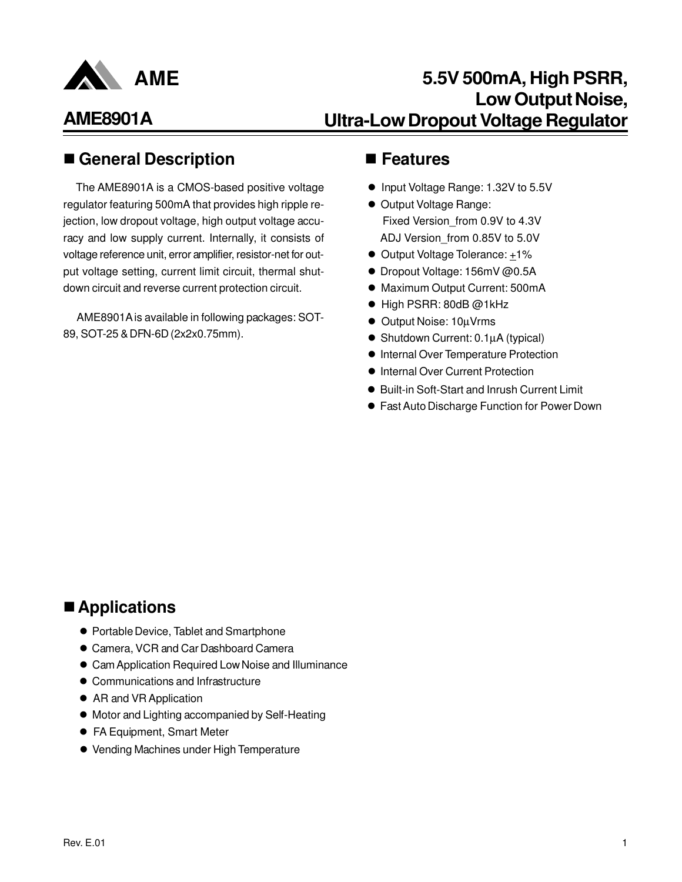**AME**

# AME8901A

# 5.5V 500mA, High PSRR, Low Output Noise, Ultra-Low Dropout Voltage Regulator

## ■ General Description

The AME8901A is a CMOS-based positive voltage regulator featuring 500mA that provides high ripple rejection, low dropout voltage, high output voltage accuracy and low supply current. Internally, it consists of voltage reference unit, error amplifier, resistor-net for output voltage setting, current limit circuit, thermal shutdown circuit and reverse current protection circuit.

AME8901A is available in following packages: SOT-89, SOT-25 & DFN-6D (2x2x0.75mm).

## ■ Features

- Input Voltage Range: 1.32V to 5.5V
- Output Voltage Range:
  Fixed Version_from 0.9V to 4.3V
  ADJ Version_from 0.85V to 5.0V
- Output Voltage Tolerance: ±1%
- Dropout Voltage: 156mV @0.5A
- Maximum Output Current: 500mA
- High PSRR: 80dB @1kHz
- Output Noise: 10μVrms
- Shutdown Current: 0.1μA (typical)
- Internal Over Temperature Protection
- Internal Over Current Protection
- Built-in Soft-Start and Inrush Current Limit
- Fast Auto Discharge Function for Power Down

## ■ Applications

- Portable Device, Tablet and Smartphone
- Camera, VCR and Car Dashboard Camera
- Cam Application Required Low Noise and Illuminance
- Communications and Infrastructure
- AR and VR Application
- Motor and Lighting accompanied by Self-Heating
- FA Equipment, Smart Meter
- Vending Machines under High Temperature

Rev. E.01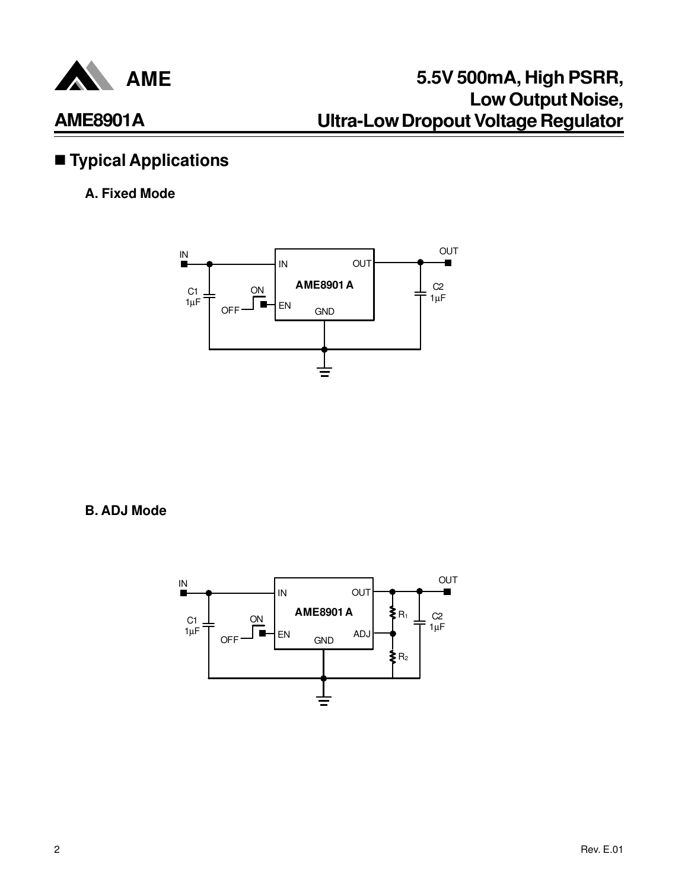## ■ Typical Applications

### A. Fixed Mode

### B. ADJ Mode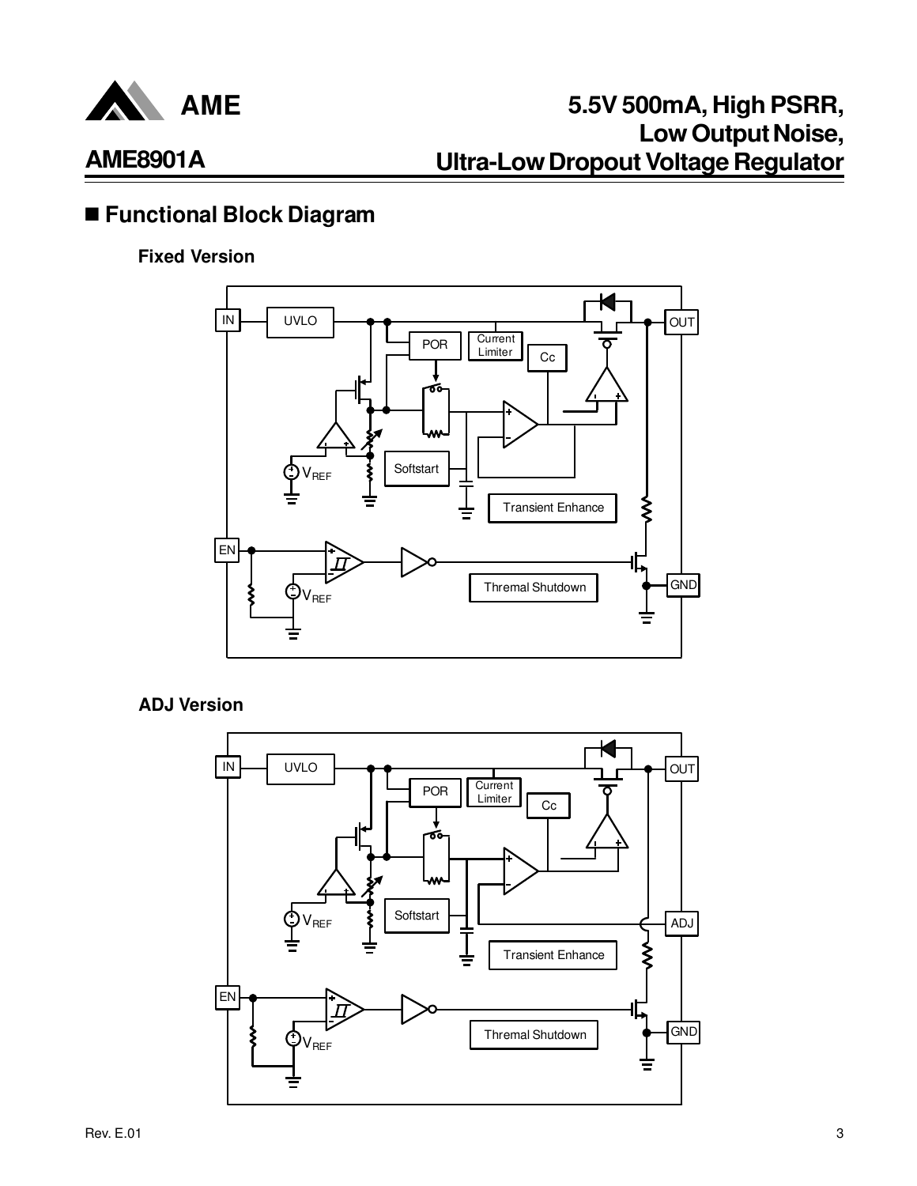## Functional Block Diagram

### Fixed Version

### ADJ Version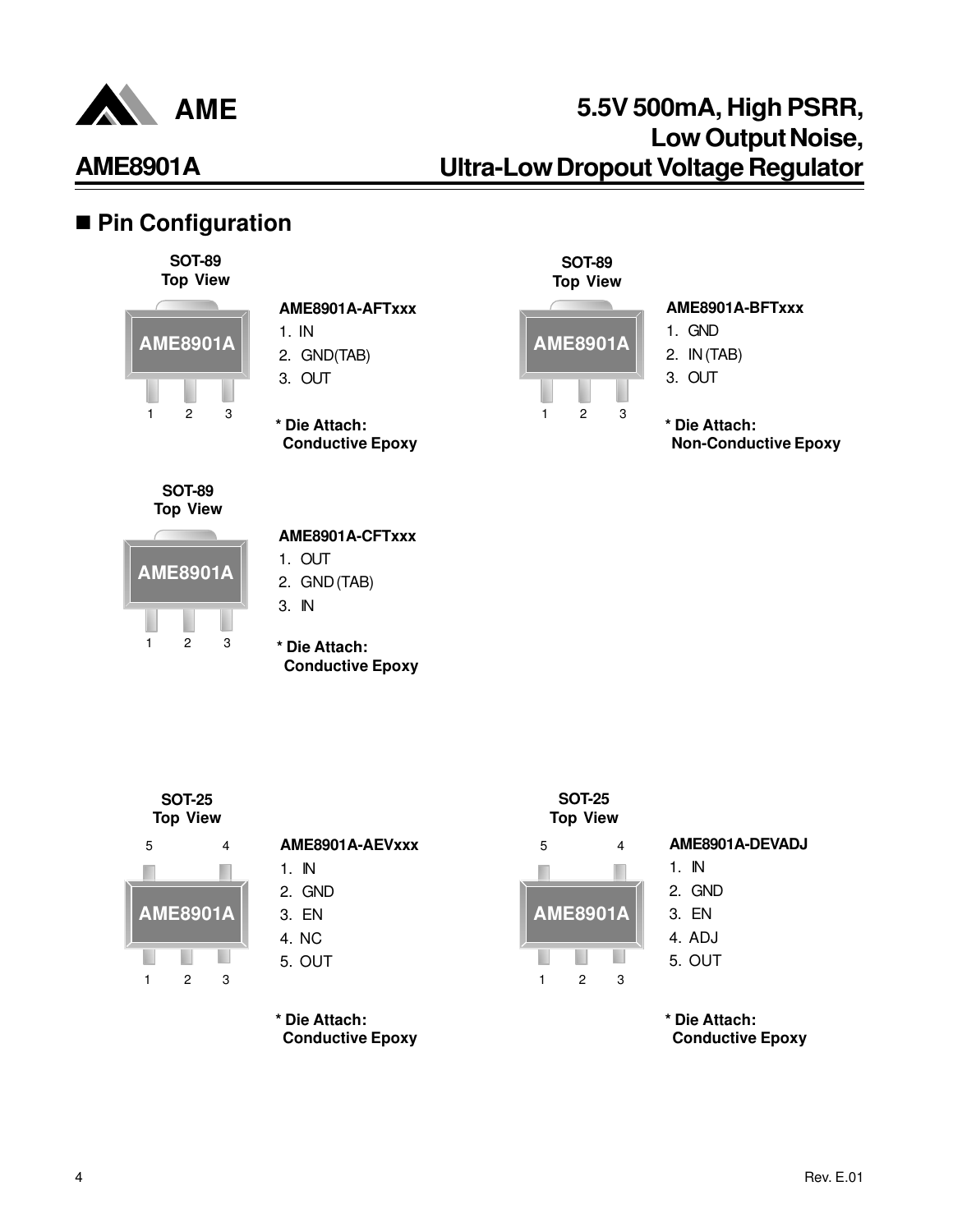## Pin Configuration

**SOT-89**
**Top View**

AME8901A

1 2 3

**AME8901A-AFTxxx**

1. IN
2. GND(TAB)
3. OUT

**\* Die Attach:**
**Conductive Epoxy**

**SOT-89**
**Top View**

AME8901A

1 2 3

**AME8901A-BFTxxx**

1. GND
2. IN (TAB)
3. OUT

**\* Die Attach:**
**Non-Conductive Epoxy**

**SOT-89**
**Top View**

AME8901A

1 2 3

**AME8901A-CFTxxx**

1. OUT
2. GND (TAB)
3. IN

**\* Die Attach:**
**Conductive Epoxy**

**SOT-25**
**Top View**

5 4

AME8901A

1 2 3

**AME8901A-AEVxxx**

1. IN
2. GND
3. EN
4. NC
5. OUT

**\* Die Attach:**
**Conductive Epoxy**

**SOT-25**
**Top View**

5 4

AME8901A

1 2 3

**AME8901A-DEVADJ**

1. IN
2. GND
3. EN
4. ADJ
5. OUT

**\* Die Attach:**
**Conductive Epoxy**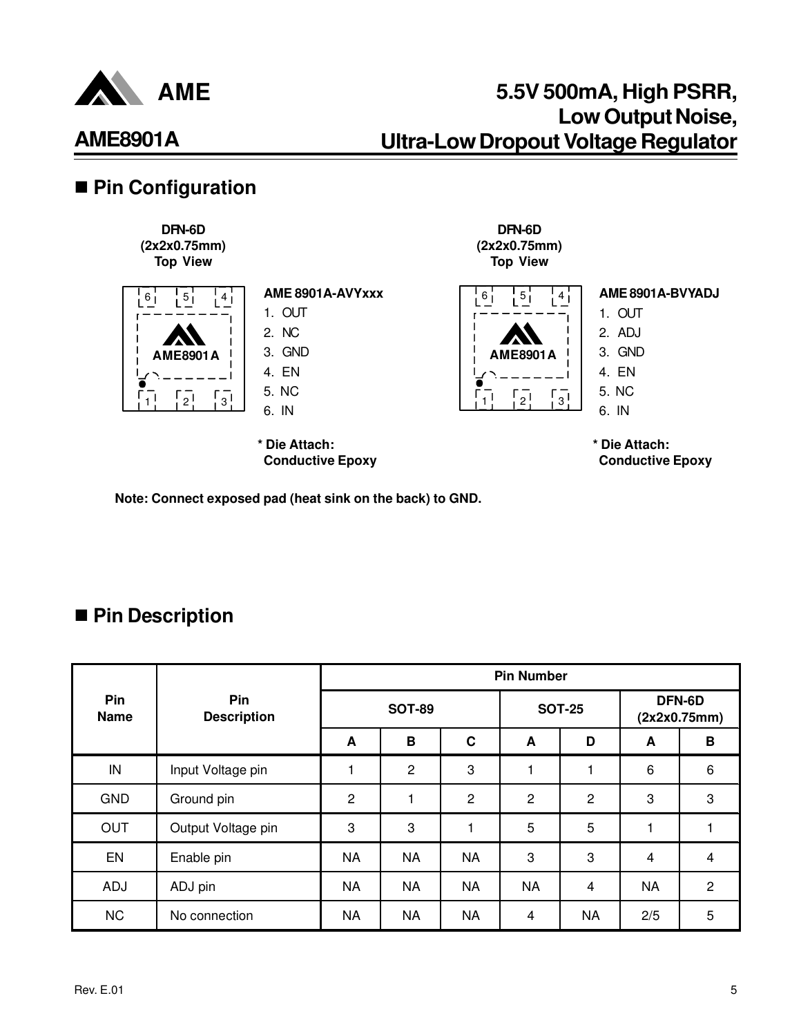## Pin Configuration

**DFN-6D (2x2x0.75mm) Top View**

**AME 8901A-AVYxxx**

1. OUT
2. NC
3. GND
4. EN
5. NC
6. IN

**\* Die Attach: Conductive Epoxy**

**DFN-6D (2x2x0.75mm) Top View**

**AME 8901A-BVYADJ**

1. OUT
2. ADJ
3. GND
4. EN
5. NC
6. IN

**\* Die Attach: Conductive Epoxy**

**Note: Connect exposed pad (heat sink on the back) to GND.**

## Pin Description

| Pin Name | Pin Description | Pin Number | | | | | | |
|---|---|---|---|---|---|---|---|---|
| | | SOT-89 | | | SOT-25 | | DFN-6D (2x2x0.75mm) | |
| | | A | B | C | A | D | A | B |
| IN | Input Voltage pin | 1 | 2 | 3 | 1 | 1 | 6 | 6 |
| GND | Ground pin | 2 | 1 | 2 | 2 | 2 | 3 | 3 |
| OUT | Output Voltage pin | 3 | 3 | 1 | 5 | 5 | 1 | 1 |
| EN | Enable pin | NA | NA | NA | 3 | 3 | 4 | 4 |
| ADJ | ADJ pin | NA | NA | NA | NA | 4 | NA | 2 |
| NC | No connection | NA | NA | NA | 4 | NA | 2/5 | 5 |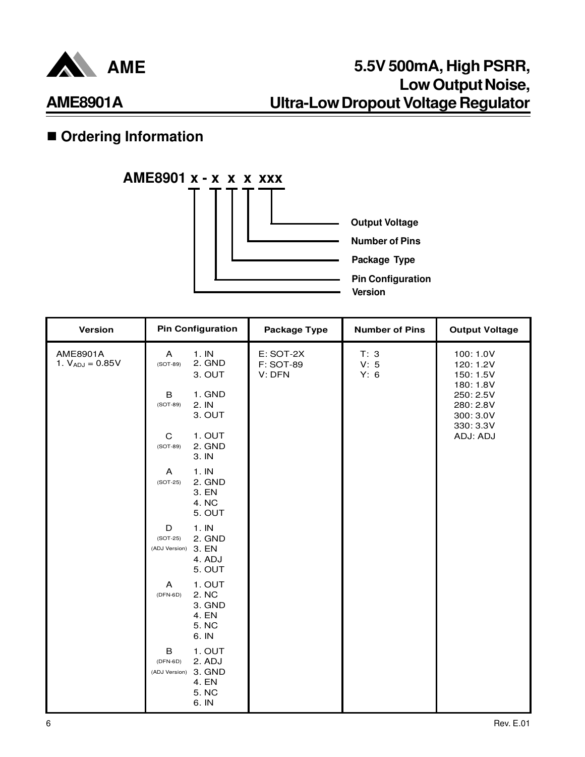## Ordering Information

**AME8901 x - x x x xxx**

- Output Voltage
- Number of Pins
- Package Type
- Pin Configuration
- Version

| Version | Pin Configuration | Package Type | Number of Pins | Output Voltage |
|---|---|---|---|---|
| AME8901A<br>1. $V_{ADJ}$ = 0.85V | A (SOT-89): 1. IN 2. GND 3. OUT<br><br>B (SOT-89): 1. GND 2. IN 3. OUT<br><br>C (SOT-89): 1. OUT 2. GND 3. IN<br><br>A (SOT-25): 1. IN 2. GND 3. EN 4. NC 5. OUT<br><br>D (SOT-25) (ADJ Version): 1. IN 2. GND 3. EN 4. ADJ 5. OUT<br><br>A (DFN-6D): 1. OUT 2. NC 3. GND 4. EN 5. NC 6. IN<br><br>B (DFN-6D) (ADJ Version): 1. OUT 2. ADJ 3. GND 4. EN 5. NC 6. IN | E: SOT-2X<br>F: SOT-89<br>V: DFN | T: 3<br>V: 5<br>Y: 6 | 100: 1.0V<br>120: 1.2V<br>150: 1.5V<br>180: 1.8V<br>250: 2.5V<br>280: 2.8V<br>300: 3.0V<br>330: 3.3V<br>ADJ: ADJ |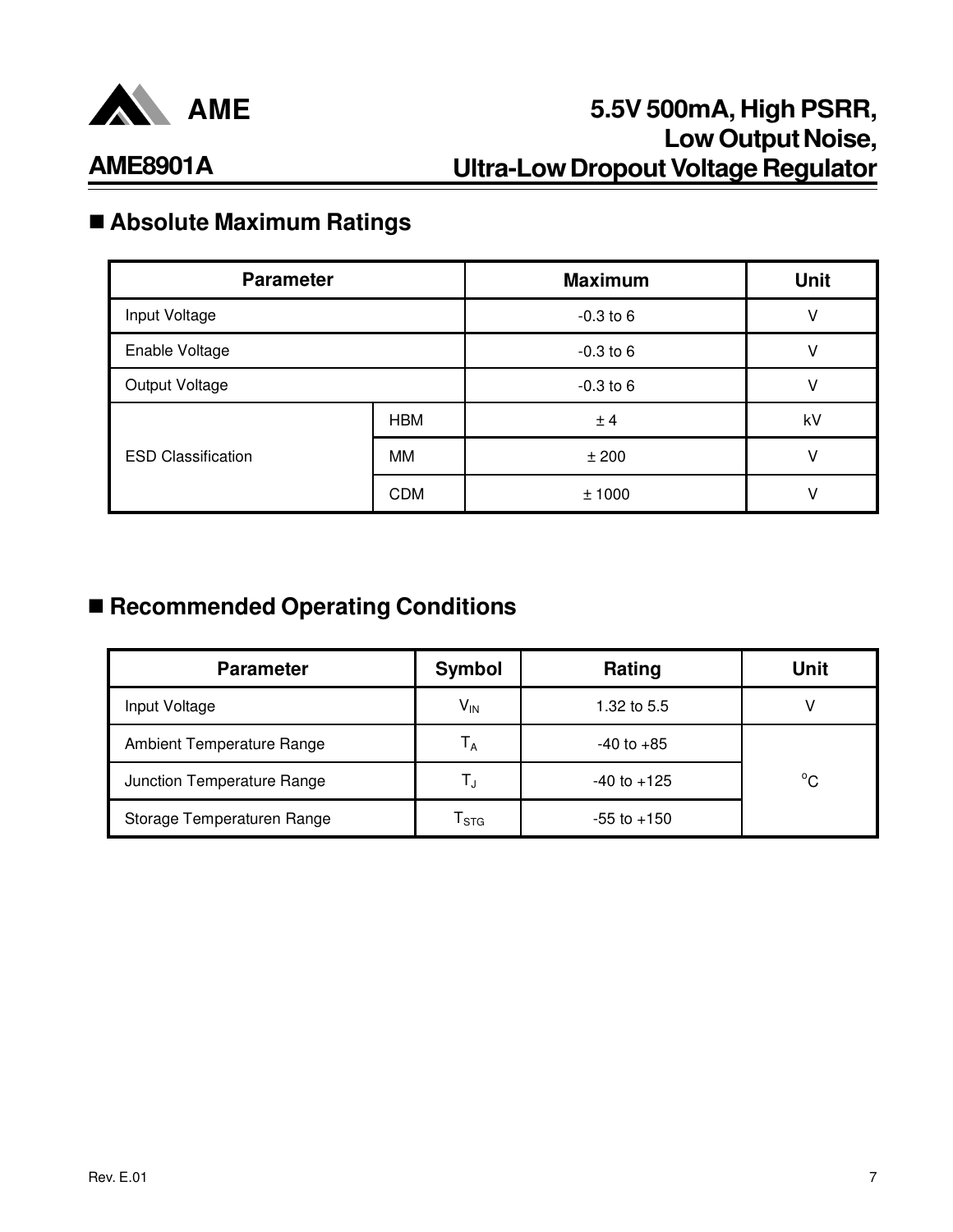## ■ Absolute Maximum Ratings

| Parameter | | Maximum | Unit |
|---|---|---|---|
| Input Voltage | | -0.3 to 6 | V |
| Enable Voltage | | -0.3 to 6 | V |
| Output Voltage | | -0.3 to 6 | V |
| ESD Classification | HBM | ± 4 | kV |
| | MM | ± 200 | V |
| | CDM | ± 1000 | V |

## ■ Recommended Operating Conditions

| Parameter | Symbol | Rating | Unit |
|---|---|---|---|
| Input Voltage | $V_{IN}$ | 1.32 to 5.5 | V |
| Ambient Temperature Range | $T_A$ | -40 to +85 | $^oC$ |
| Junction Temperature Range | $T_J$ | -40 to +125 | |
| Storage Temperaturen Range | $T_{STG}$ | -55 to +150 | |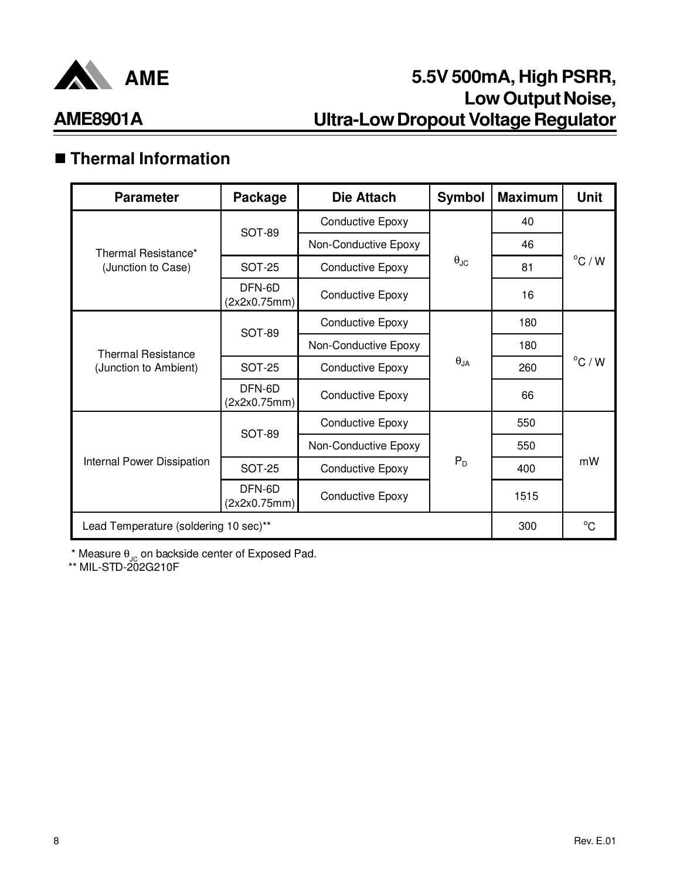## ■ Thermal Information

| Parameter | Package | Die Attach | Symbol | Maximum | Unit |
|---|---|---|---|---|---|
| Thermal Resistance* (Junction to Case) | SOT-89 | Conductive Epoxy | $\theta_{JC}$ | 40 | $^{o}C$ / W |
| | | Non-Conductive Epoxy | | 46 | |
| | SOT-25 | Conductive Epoxy | | 81 | |
| | DFN-6D (2x2x0.75mm) | Conductive Epoxy | | 16 | |
| Thermal Resistance (Junction to Ambient) | SOT-89 | Conductive Epoxy | $\theta_{JA}$ | 180 | $^{o}C$ / W |
| | | Non-Conductive Epoxy | | 180 | |
| | SOT-25 | Conductive Epoxy | | 260 | |
| | DFN-6D (2x2x0.75mm) | Conductive Epoxy | | 66 | |
| Internal Power Dissipation | SOT-89 | Conductive Epoxy | $P_D$ | 550 | mW |
| | | Non-Conductive Epoxy | | 550 | |
| | SOT-25 | Conductive Epoxy | | 400 | |
| | DFN-6D (2x2x0.75mm) | Conductive Epoxy | | 1515 | |
| Lead Temperature (soldering 10 sec)** | | | | 300 | $^{o}C$ |

\* Measure $\theta_{JC}$ on backside center of Exposed Pad.

** MIL-STD-202G210F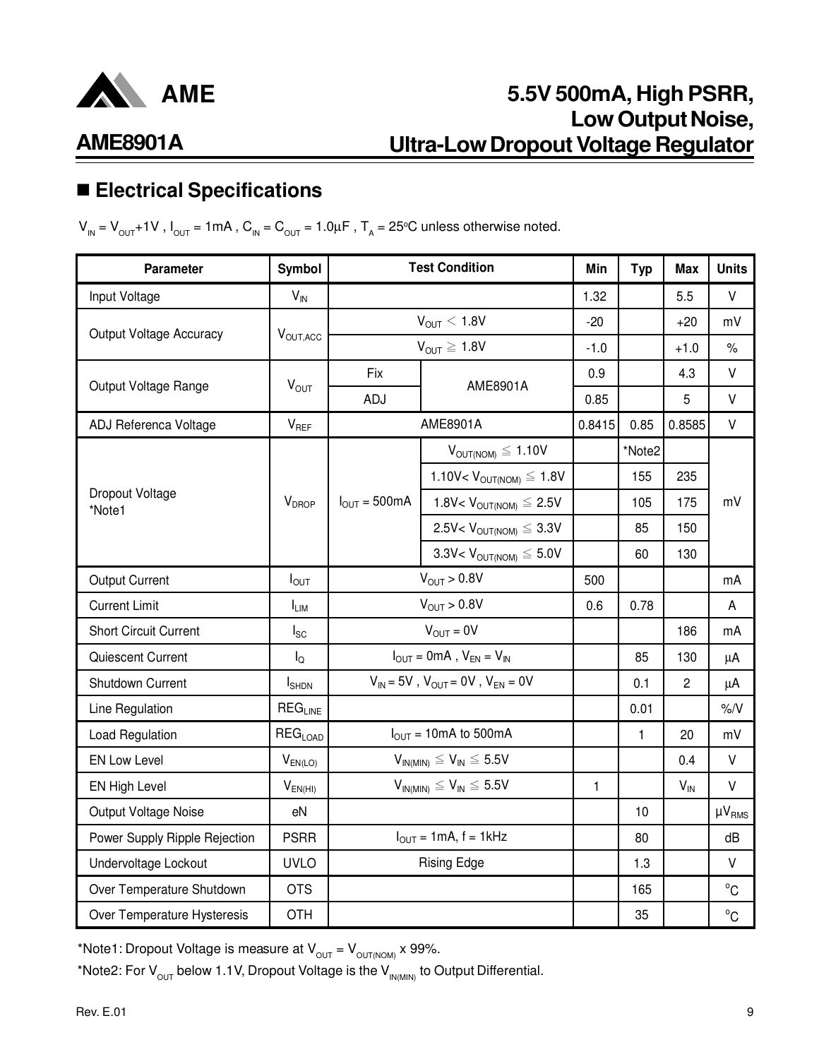## ■ Electrical Specifications

$V_{IN} = V_{OUT}+1V$ , $I_{OUT} = 1mA$ , $C_{IN} = C_{OUT} = 1.0\mu F$ , $T_A = 25^oC$ unless otherwise noted.

| Parameter | Symbol | Test Condition | | Min | Typ | Max | Units |
|---|---|---|---|---|---|---|---|
| Input Voltage | $V_{IN}$ | | | 1.32 | | 5.5 | V |
| Output Voltage Accuracy | $V_{OUT,ACC}$ | $V_{OUT} < 1.8V$ | | -20 | | +20 | mV |
| | | $V_{OUT} \geq 1.8V$ | | -1.0 | | +1.0 | % |
| Output Voltage Range | $V_{OUT}$ | Fix | AME8901A | 0.9 | | 4.3 | V |
| | | ADJ | | 0.85 | | 5 | V |
| ADJ Referenca Voltage | $V_{REF}$ | AME8901A | | 0.8415 | 0.85 | 0.8585 | V |
| Dropout Voltage *Note1 | $V_{DROP}$ | $I_{OUT} = 500mA$ | $V_{OUT(NOM)} \leq 1.10V$ | | *Note2 | | mV |
| | | | $1.10V< V_{OUT(NOM)} \leq 1.8V$ | | 155 | 235 | |
| | | | $1.8V< V_{OUT(NOM)} \leq 2.5V$ | | 105 | 175 | |
| | | | $2.5V< V_{OUT(NOM)} \leq 3.3V$ | | 85 | 150 | |
| | | | $3.3V< V_{OUT(NOM)} \leq 5.0V$ | | 60 | 130 | |
| Output Current | $I_{OUT}$ | $V_{OUT} > 0.8V$ | | 500 | | | mA |
| Current Limit | $I_{LIM}$ | $V_{OUT} > 0.8V$ | | 0.6 | 0.78 | | A |
| Short Circuit Current | $I_{SC}$ | $V_{OUT} = 0V$ | | | | 186 | mA |
| Quiescent Current | $I_Q$ | $I_{OUT} = 0mA$ , $V_{EN} = V_{IN}$ | | | 85 | 130 | μA |
| Shutdown Current | $I_{SHDN}$ | $V_{IN} = 5V$ , $V_{OUT} = 0V$ , $V_{EN} = 0V$ | | | 0.1 | 2 | μA |
| Line Regulation | $REG_{LINE}$ | | | | 0.01 | | %/V |
| Load Regulation | $REG_{LOAD}$ | $I_{OUT} = 10mA$ to $500mA$ | | | 1 | 20 | mV |
| EN Low Level | $V_{EN(LO)}$ | $V_{IN(MIN)} \leq V_{IN} \leq 5.5V$ | | | | 0.4 | V |
| EN High Level | $V_{EN(HI)}$ | $V_{IN(MIN)} \leq V_{IN} \leq 5.5V$ | | 1 | | $V_{IN}$ | V |
| Output Voltage Noise | eN | | | | 10 | | $\mu V_{RMS}$ |
| Power Supply Ripple Rejection | PSRR | $I_{OUT} = 1mA$, f = 1kHz | | | 80 | | dB |
| Undervoltage Lockout | UVLO | Rising Edge | | | 1.3 | | V |
| Over Temperature Shutdown | OTS | | | | 165 | | $^oC$ |
| Over Temperature Hysteresis | OTH | | | | 35 | | $^oC$ |

*Note1: Dropout Voltage is measure at $V_{OUT} = V_{OUT(NOM)} \times 99\%$.

*Note2: For $V_{OUT}$ below 1.1V, Dropout Voltage is the $V_{IN(MIN)}$ to Output Differential.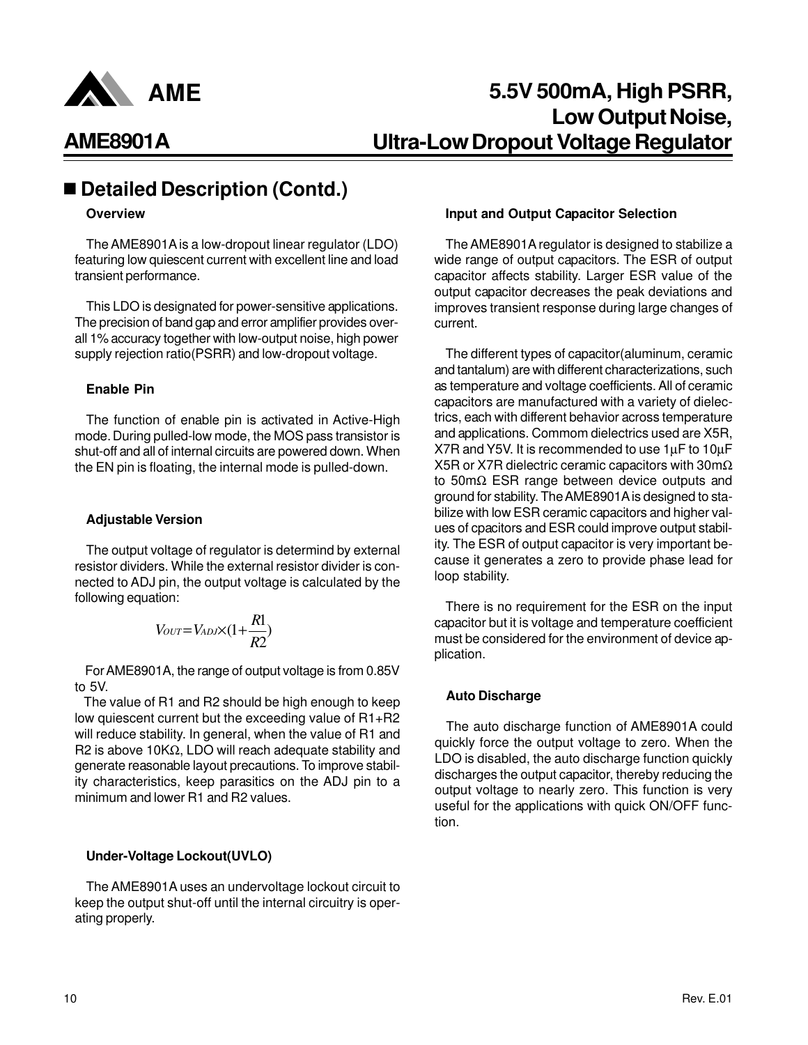## ■ Detailed Description (Contd.)

### Overview

The AME8901A is a low-dropout linear regulator (LDO) featuring low quiescent current with excellent line and load transient performance.

This LDO is designated for power-sensitive applications. The precision of band gap and error amplifier provides overall 1% accuracy together with low-output noise, high power supply rejection ratio(PSRR) and low-dropout voltage.

### Enable Pin

The function of enable pin is activated in Active-High mode. During pulled-low mode, the MOS pass transistor is shut-off and all of internal circuits are powered down. When the EN pin is floating, the internal mode is pulled-down.

### Adjustable Version

The output voltage of regulator is determind by external resistor dividers. While the external resistor divider is connected to ADJ pin, the output voltage is calculated by the following equation:

$$V_{OUT}=V_{ADJ}\times(1+\frac{R1}{R2})$$

For AME8901A, the range of output voltage is from 0.85V to 5V.

The value of R1 and R2 should be high enough to keep low quiescent current but the exceeding value of R1+R2 will reduce stability. In general, when the value of R1 and R2 is above 10KΩ, LDO will reach adequate stability and generate reasonable layout precautions. To improve stability characteristics, keep parasitics on the ADJ pin to a minimum and lower R1 and R2 values.

### Under-Voltage Lockout(UVLO)

The AME8901A uses an undervoltage lockout circuit to keep the output shut-off until the internal circuitry is operating properly.

### Input and Output Capacitor Selection

The AME8901A regulator is designed to stabilize a wide range of output capacitors. The ESR of output capacitor affects stability. Larger ESR value of the output capacitor decreases the peak deviations and improves transient response during large changes of current.

The different types of capacitor(aluminum, ceramic and tantalum) are with different characterizations, such as temperature and voltage coefficients. All of ceramic capacitors are manufactured with a variety of dielectrics, each with different behavior across temperature and applications. Commom dielectrics used are X5R, X7R and Y5V. It is recommended to use 1μF to 10μF X5R or X7R dielectric ceramic capacitors with 30mΩ to 50mΩ ESR range between device outputs and ground for stability. The AME8901A is designed to stabilize with low ESR ceramic capacitors and higher values of cpacitors and ESR could improve output stability. The ESR of output capacitor is very important because it generates a zero to provide phase lead for loop stability.

There is no requirement for the ESR on the input capacitor but it is voltage and temperature coefficient must be considered for the environment of device application.

### Auto Discharge

The auto discharge function of AME8901A could quickly force the output voltage to zero. When the LDO is disabled, the auto discharge function quickly discharges the output capacitor, thereby reducing the output voltage to nearly zero. This function is very useful for the applications with quick ON/OFF function.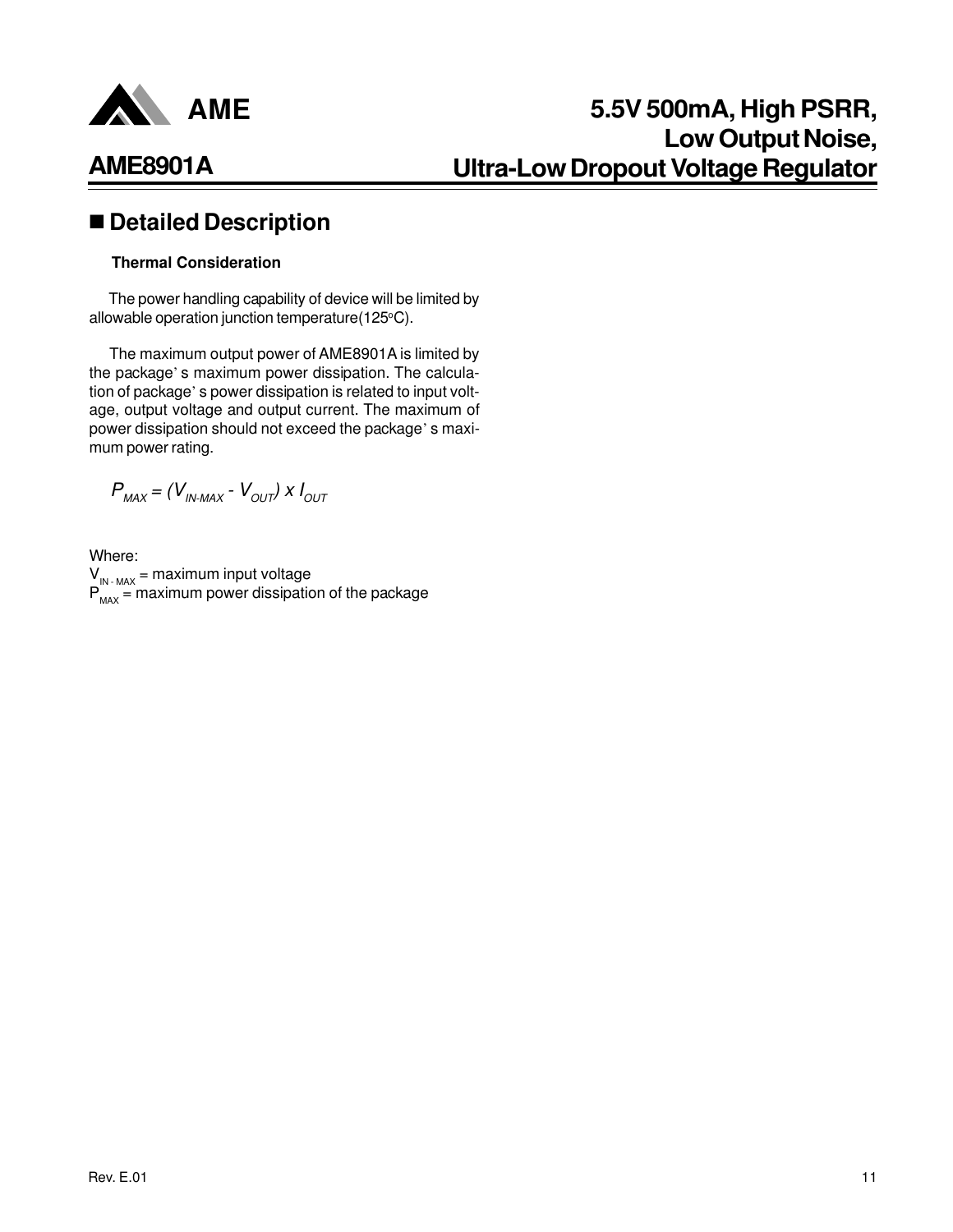## ■ Detailed Description

### Thermal Consideration

The power handling capability of device will be limited by allowable operation junction temperature(125°C).

The maximum output power of AME8901A is limited by the package's maximum power dissipation. The calculation of package's power dissipation is related to input voltage, output voltage and output current. The maximum of power dissipation should not exceed the package's maximum power rating.

$$P_{MAX} = (V_{IN\text{-}MAX} - V_{OUT}) \times I_{OUT}$$

Where:
$V_{IN\text{-}MAX}$ = maximum input voltage
$P_{MAX}$ = maximum power dissipation of the package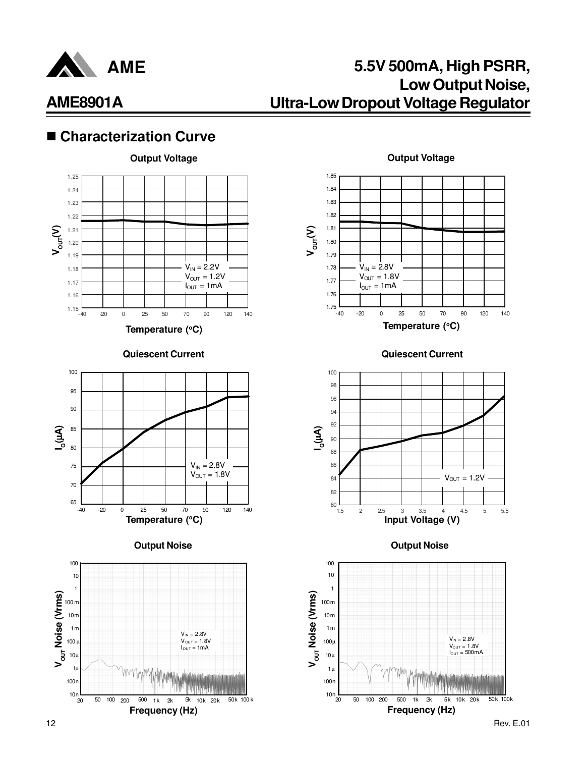## ■ Characterization Curve

**Output Voltage**

$V_{IN}$ = 2.2V
$V_{OUT}$ = 1.2V
$I_{OUT}$ = 1mA

$V_{OUT}$(V) vs. Temperature (°C)

**Output Voltage**

$V_{IN}$ = 2.8V
$V_{OUT}$ = 1.8V
$I_{OUT}$ = 1mA

$V_{OUT}$(V) vs. Temperature (°C)

**Quiescent Current**

$V_{IN}$ = 2.8V
$V_{OUT}$ = 1.8V

$I_Q$(μA) vs. Temperature (°C)

**Quiescent Current**

$V_{OUT}$ = 1.2V

$I_Q$(μA) vs. Input Voltage (V)

**Output Noise**

$V_{IN}$ = 2.8V
$V_{OUT}$ = 1.8V
$I_{OUT}$ = 1mA

$V_{OUT}$ Noise (Vrms) vs. Frequency (Hz)

**Output Noise**

$V_{IN}$ = 2.8V
$V_{OUT}$ = 1.8V
$I_{OUT}$ = 500mA

$V_{OUT}$ Noise (Vrms) vs. Frequency (Hz)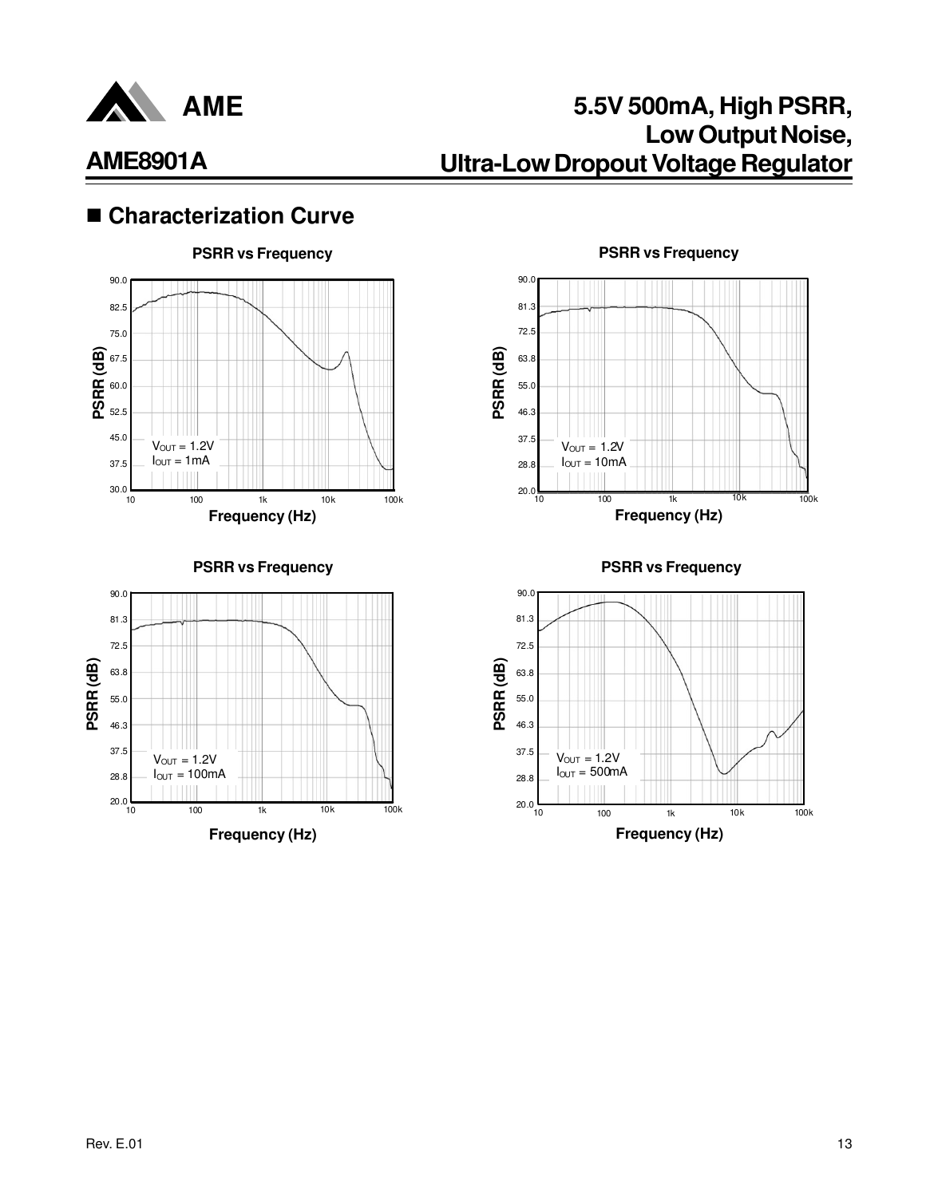## ■ Characterization Curve

**PSRR vs Frequency**

PSRR (dB) vs Frequency (Hz)

$V_{OUT}$ = 1.2V
$I_{OUT}$ = 1mA

**PSRR vs Frequency**

PSRR (dB) vs Frequency (Hz)

$V_{OUT}$ = 1.2V
$I_{OUT}$ = 10mA

**PSRR vs Frequency**

PSRR (dB) vs Frequency (Hz)

$V_{OUT}$ = 1.2V
$I_{OUT}$ = 100mA

**PSRR vs Frequency**

PSRR (dB) vs Frequency (Hz)

$V_{OUT}$ = 1.2V
$I_{OUT}$ = 500mA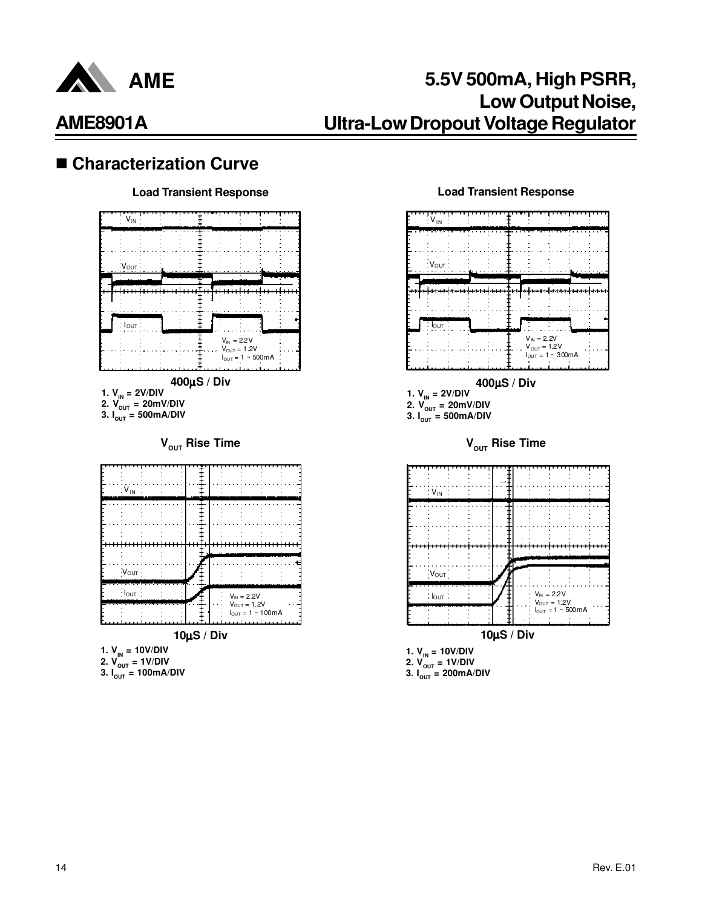## ■ Characterization Curve

**Load Transient Response**

$V_{IN}$

$V_{OUT}$

$I_{OUT}$

$V_{IN}$ = 2.2V
$V_{OUT}$ = 1.2V
$I_{OUT}$ = 1 ~ 500mA

**400µS / Div**

1. $V_{IN}$ = 2V/DIV
2. $V_{OUT}$ = 20mV/DIV
3. $I_{OUT}$ = 500mA/DIV

**Load Transient Response**

$V_{IN}$

$V_{OUT}$

$I_{OUT}$

$V_{IN}$ = 2.2V
$V_{OUT}$ = 1.2V
$I_{OUT}$ = 1 ~ 300mA

**400µS / Div**

1. $V_{IN}$ = 2V/DIV
2. $V_{OUT}$ = 20mV/DIV
3. $I_{OUT}$ = 500mA/DIV

**$V_{OUT}$ Rise Time**

$V_{IN}$

$V_{OUT}$

$I_{OUT}$

$V_{IN}$ = 2.2V
$V_{OUT}$ = 1.2V
$I_{OUT}$ = 1 ~ 100mA

**10µS / Div**

1. $V_{IN}$ = 10V/DIV
2. $V_{OUT}$ = 1V/DIV
3. $I_{OUT}$ = 100mA/DIV

**$V_{OUT}$ Rise Time**

$V_{IN}$

$V_{OUT}$

$I_{OUT}$

$V_{IN}$ = 2.2V
$V_{OUT}$ = 1.2V
$I_{OUT}$ = 1 ~ 500mA

**10µS / Div**

1. $V_{IN}$ = 10V/DIV
2. $V_{OUT}$ = 1V/DIV
3. $I_{OUT}$ = 200mA/DIV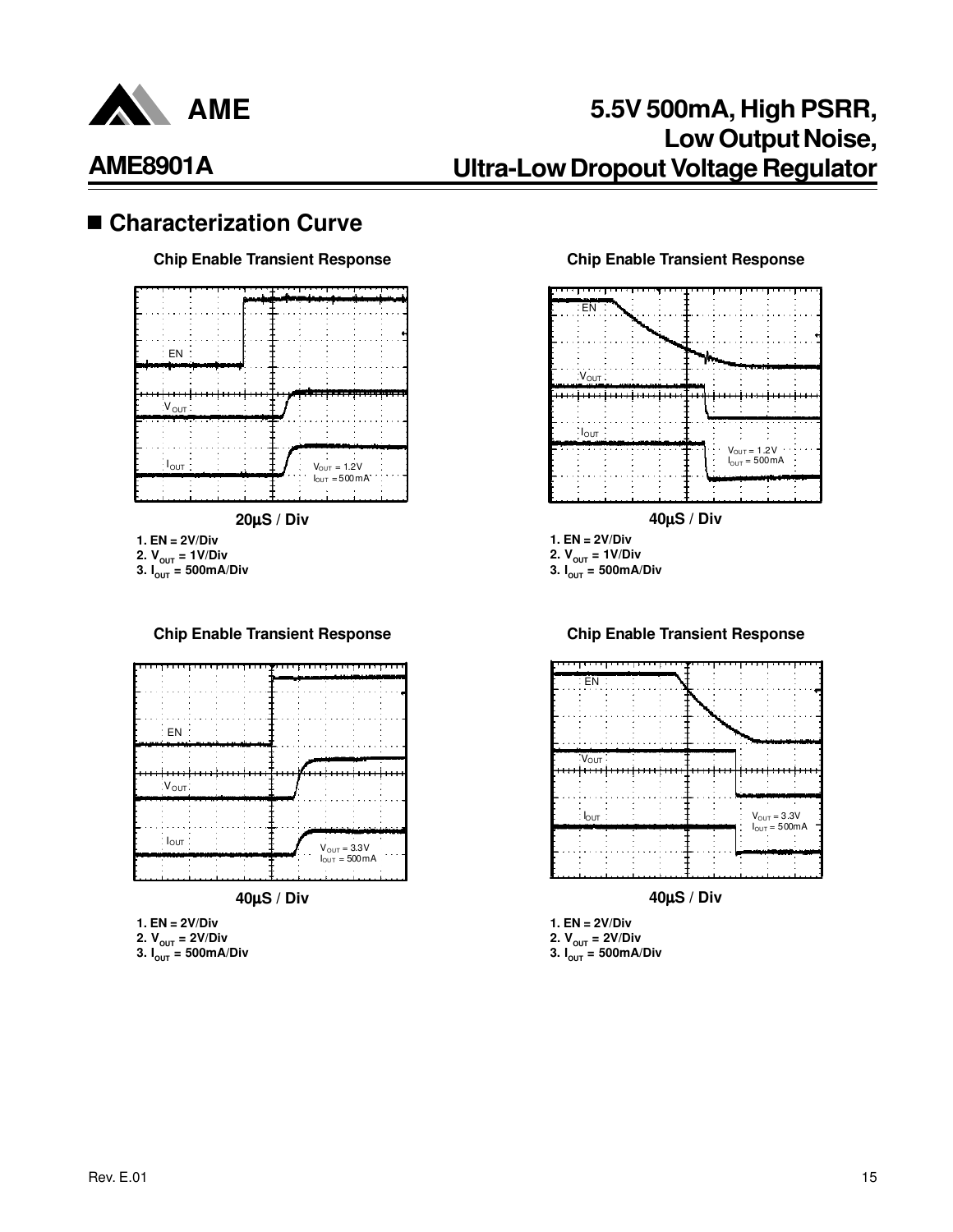## Characterization Curve

**Chip Enable Transient Response**

EN

$V_{OUT}$

$I_{OUT}$

$V_{OUT}$ = 1.2V
$I_{OUT}$ = 500mA

**20µS / Div**

**1. EN = 2V/Div**
**2. $V_{OUT}$ = 1V/Div**
**3. $I_{OUT}$ = 500mA/Div**

**Chip Enable Transient Response**

EN

$V_{OUT}$

$I_{OUT}$

$V_{OUT}$ = 1.2V
$I_{OUT}$ = 500mA

**40µS / Div**

**1. EN = 2V/Div**
**2. $V_{OUT}$ = 1V/Div**
**3. $I_{OUT}$ = 500mA/Div**

**Chip Enable Transient Response**

EN

$V_{OUT}$

$I_{OUT}$

$V_{OUT}$ = 3.3V
$I_{OUT}$ = 500mA

**40µS / Div**

**1. EN = 2V/Div**
**2. $V_{OUT}$ = 2V/Div**
**3. $I_{OUT}$ = 500mA/Div**

**Chip Enable Transient Response**

EN

$V_{OUT}$

$I_{OUT}$

$V_{OUT}$ = 3.3V
$I_{OUT}$ = 500mA

**40µS / Div**

**1. EN = 2V/Div**
**2. $V_{OUT}$ = 2V/Div**
**3. $I_{OUT}$ = 500mA/Div**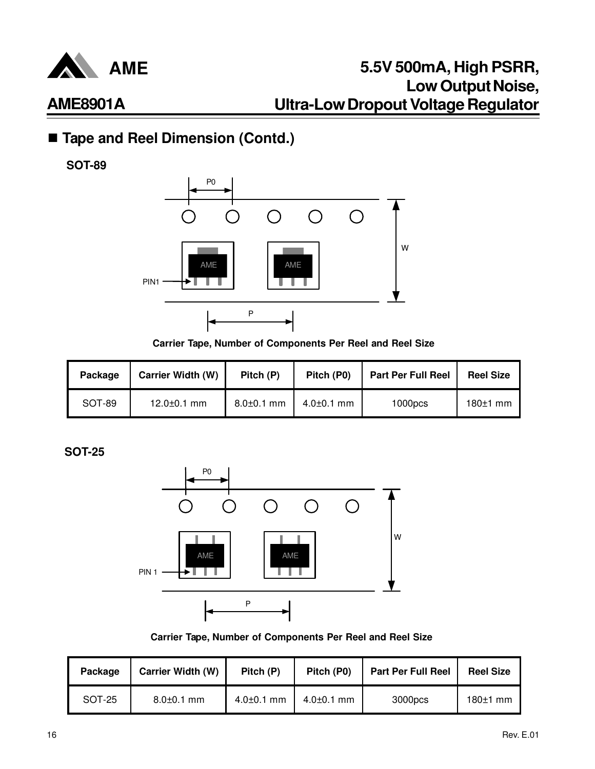## ■ Tape and Reel Dimension (Contd.)

**SOT-89**

Carrier Tape, Number of Components Per Reel and Reel Size

| Package | Carrier Width (W) | Pitch (P) | Pitch (P0) | Part Per Full Reel | Reel Size |
|---|---|---|---|---|---|
| SOT-89 | 12.0±0.1 mm | 8.0±0.1 mm | 4.0±0.1 mm | 1000pcs | 180±1 mm |

**SOT-25**

Carrier Tape, Number of Components Per Reel and Reel Size

| Package | Carrier Width (W) | Pitch (P) | Pitch (P0) | Part Per Full Reel | Reel Size |
|---|---|---|---|---|---|
| SOT-25 | 8.0±0.1 mm | 4.0±0.1 mm | 4.0±0.1 mm | 3000pcs | 180±1 mm |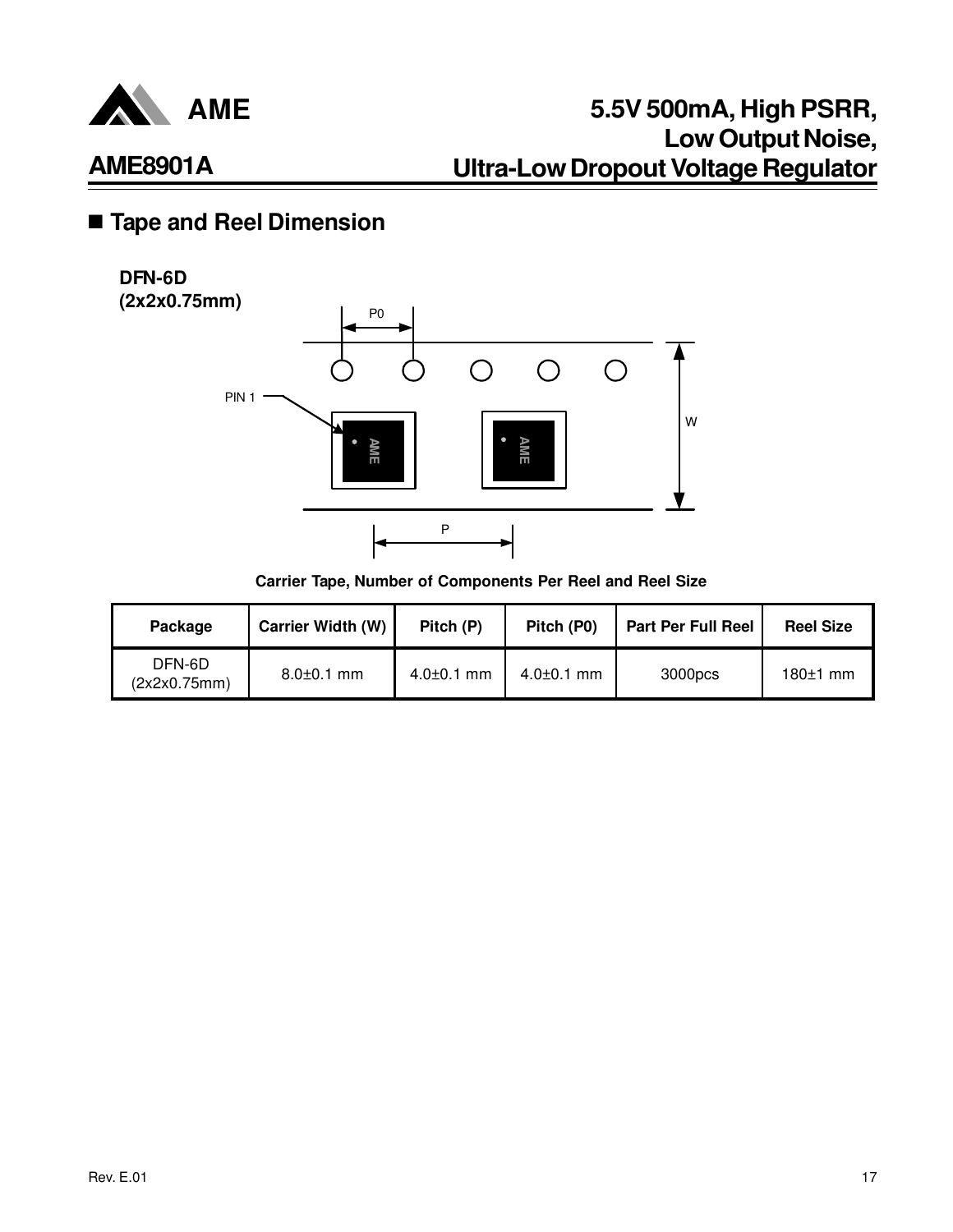## ■ Tape and Reel Dimension

**DFN-6D**
**(2x2x0.75mm)**

P0

PIN 1

W

P

**Carrier Tape, Number of Components Per Reel and Reel Size**

| Package | Carrier Width (W) | Pitch (P) | Pitch (P0) | Part Per Full Reel | Reel Size |
|---|---|---|---|---|---|
| DFN-6D (2x2x0.75mm) | 8.0±0.1 mm | 4.0±0.1 mm | 4.0±0.1 mm | 3000pcs | 180±1 mm |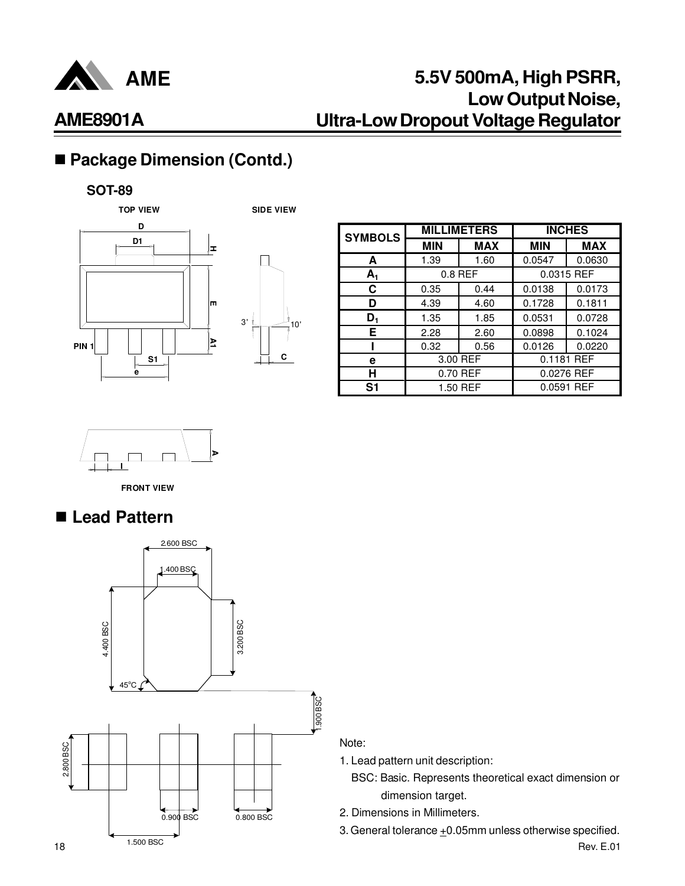## ■ Package Dimension (Contd.)

**SOT-89**

| SYMBOLS | MILLIMETERS | | INCHES | |
|---|---|---|---|---|
| | MIN | MAX | MIN | MAX |
| A | 1.39 | 1.60 | 0.0547 | 0.0630 |
| $A_1$ | 0.8 REF | | 0.0315 REF | |
| C | 0.35 | 0.44 | 0.0138 | 0.0173 |
| D | 4.39 | 4.60 | 0.1728 | 0.1811 |
| $D_1$ | 1.35 | 1.85 | 0.0531 | 0.0728 |
| E | 2.28 | 2.60 | 0.0898 | 0.1024 |
| I | 0.32 | 0.56 | 0.0126 | 0.0220 |
| e | 3.00 REF | | 0.1181 REF | |
| H | 0.70 REF | | 0.0276 REF | |
| S1 | 1.50 REF | | 0.0591 REF | |

## ■ Lead Pattern

Note:

1. Lead pattern unit description:
   BSC: Basic. Represents theoretical exact dimension or dimension target.
2. Dimensions in Millimeters.
3. General tolerance ±0.05mm unless otherwise specified.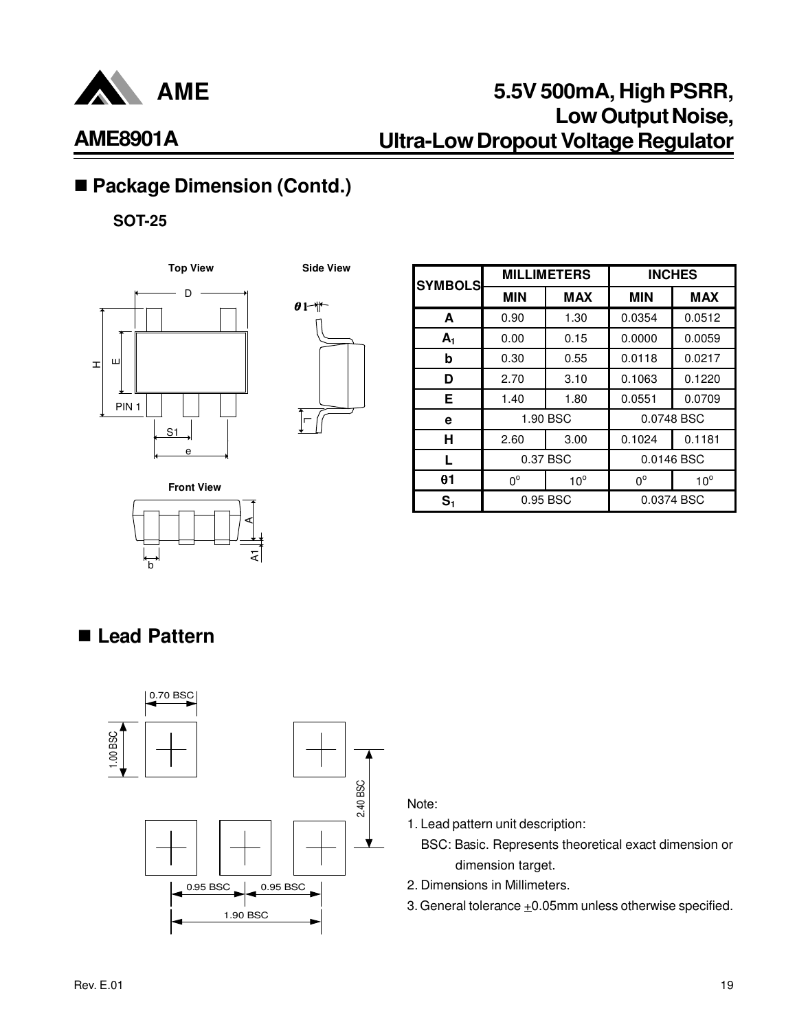## ■ Package Dimension (Contd.)

**SOT-25**

| SYMBOLS | MILLIMETERS | | INCHES | |
|---|---|---|---|---|
| | MIN | MAX | MIN | MAX |
| A | 0.90 | 1.30 | 0.0354 | 0.0512 |
| $A_1$ | 0.00 | 0.15 | 0.0000 | 0.0059 |
| b | 0.30 | 0.55 | 0.0118 | 0.0217 |
| D | 2.70 | 3.10 | 0.1063 | 0.1220 |
| E | 1.40 | 1.80 | 0.0551 | 0.0709 |
| e | 1.90 BSC | | 0.0748 BSC | |
| H | 2.60 | 3.00 | 0.1024 | 0.1181 |
| L | 0.37 BSC | | 0.0146 BSC | |
| θ1 | 0° | 10° | 0° | 10° |
| $S_1$ | 0.95 BSC | | 0.0374 BSC | |

## ■ Lead Pattern

Note:

1. Lead pattern unit description:
   BSC: Basic. Represents theoretical exact dimension or dimension target.
2. Dimensions in Millimeters.
3. General tolerance ±0.05mm unless otherwise specified.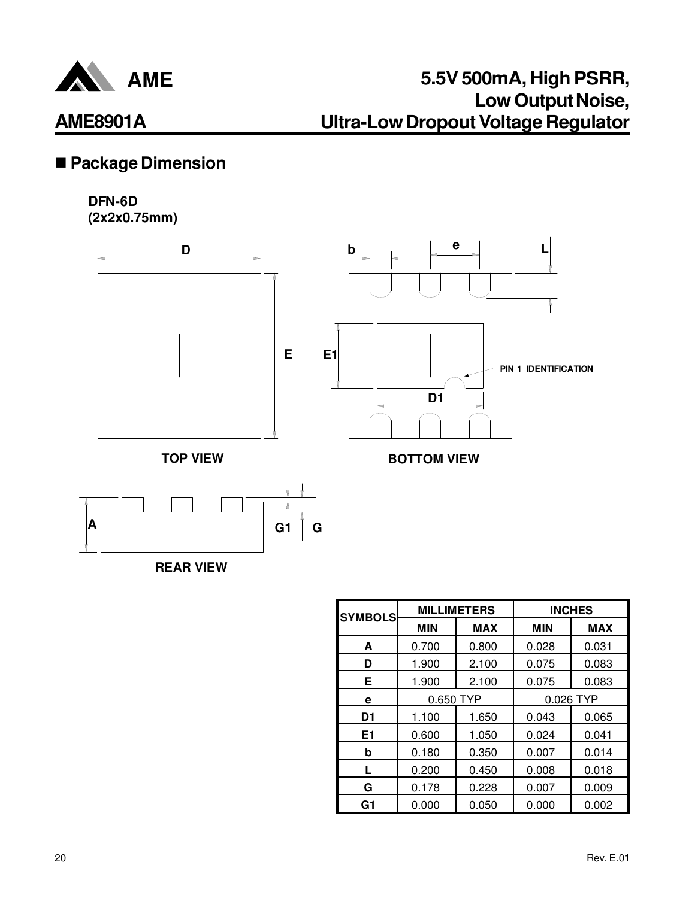## ■ Package Dimension

**DFN-6D**
**(2x2x0.75mm)**

TOP VIEW

BOTTOM VIEW

PIN 1 IDENTIFICATION

REAR VIEW

| SYMBOLS | MILLIMETERS | | INCHES | |
|---|---|---|---|---|
| | MIN | MAX | MIN | MAX |
| A | 0.700 | 0.800 | 0.028 | 0.031 |
| D | 1.900 | 2.100 | 0.075 | 0.083 |
| E | 1.900 | 2.100 | 0.075 | 0.083 |
| e | 0.650 TYP | | 0.026 TYP | |
| D1 | 1.100 | 1.650 | 0.043 | 0.065 |
| E1 | 0.600 | 1.050 | 0.024 | 0.041 |
| b | 0.180 | 0.350 | 0.007 | 0.014 |
| L | 0.200 | 0.450 | 0.008 | 0.018 |
| G | 0.178 | 0.228 | 0.007 | 0.009 |
| G1 | 0.000 | 0.050 | 0.000 | 0.002 |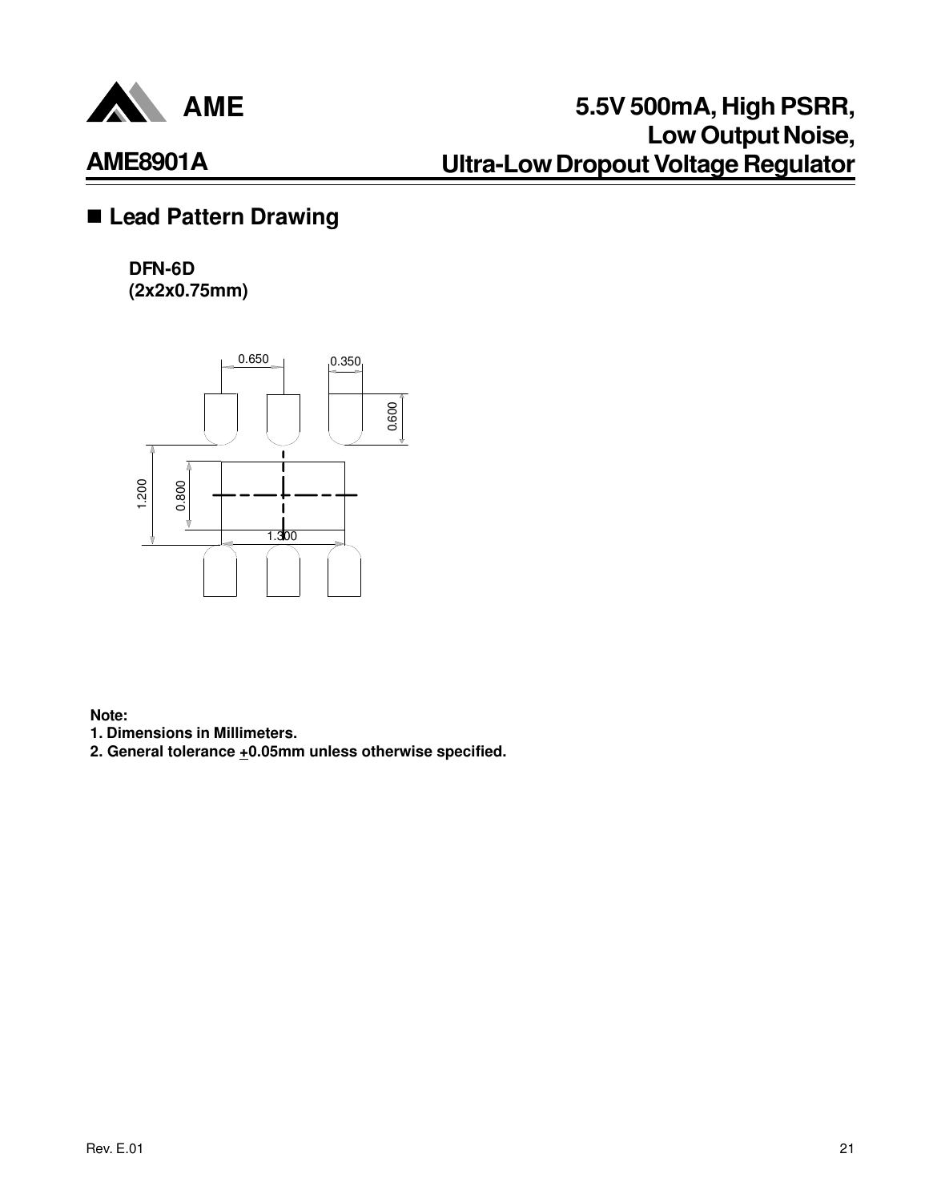## ■ Lead Pattern Drawing

**DFN-6D**
**(2x2x0.75mm)**

0.650 0.350

0.600

1.200 0.800

1.300

**Note:**
**1. Dimensions in Millimeters.**
**2. General tolerance ±0.05mm unless otherwise specified.**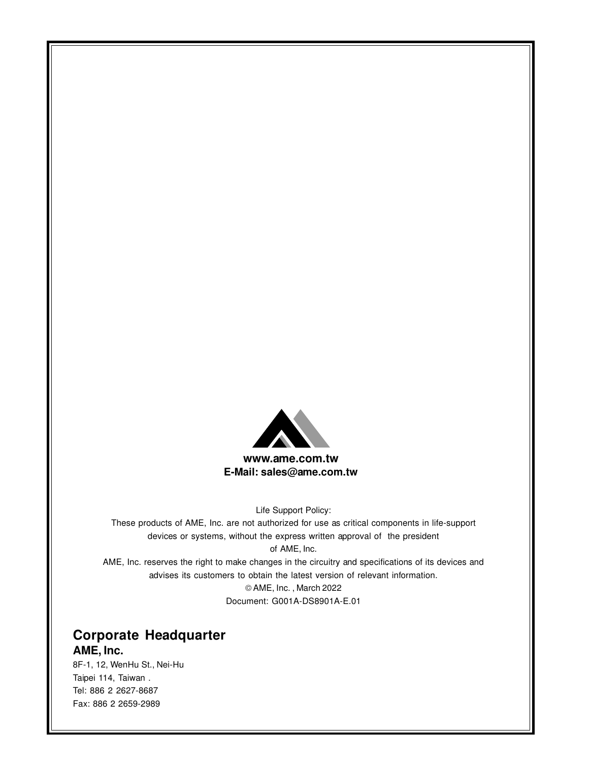**www.ame.com.tw**
**E-Mail: sales@ame.com.tw**

Life Support Policy:
These products of AME, Inc. are not authorized for use as critical components in life-support devices or systems, without the express written approval of the president of AME, Inc.
AME, Inc. reserves the right to make changes in the circuitry and specifications of its devices and advises its customers to obtain the latest version of relevant information.
© AME, Inc. , March 2022
Document: G001A-DS8901A-E.01

## Corporate Headquarter

**AME, Inc.**

8F-1, 12, WenHu St., Nei-Hu
Taipei 114, Taiwan .
Tel: 886 2 2627-8687
Fax: 886 2 2659-2989